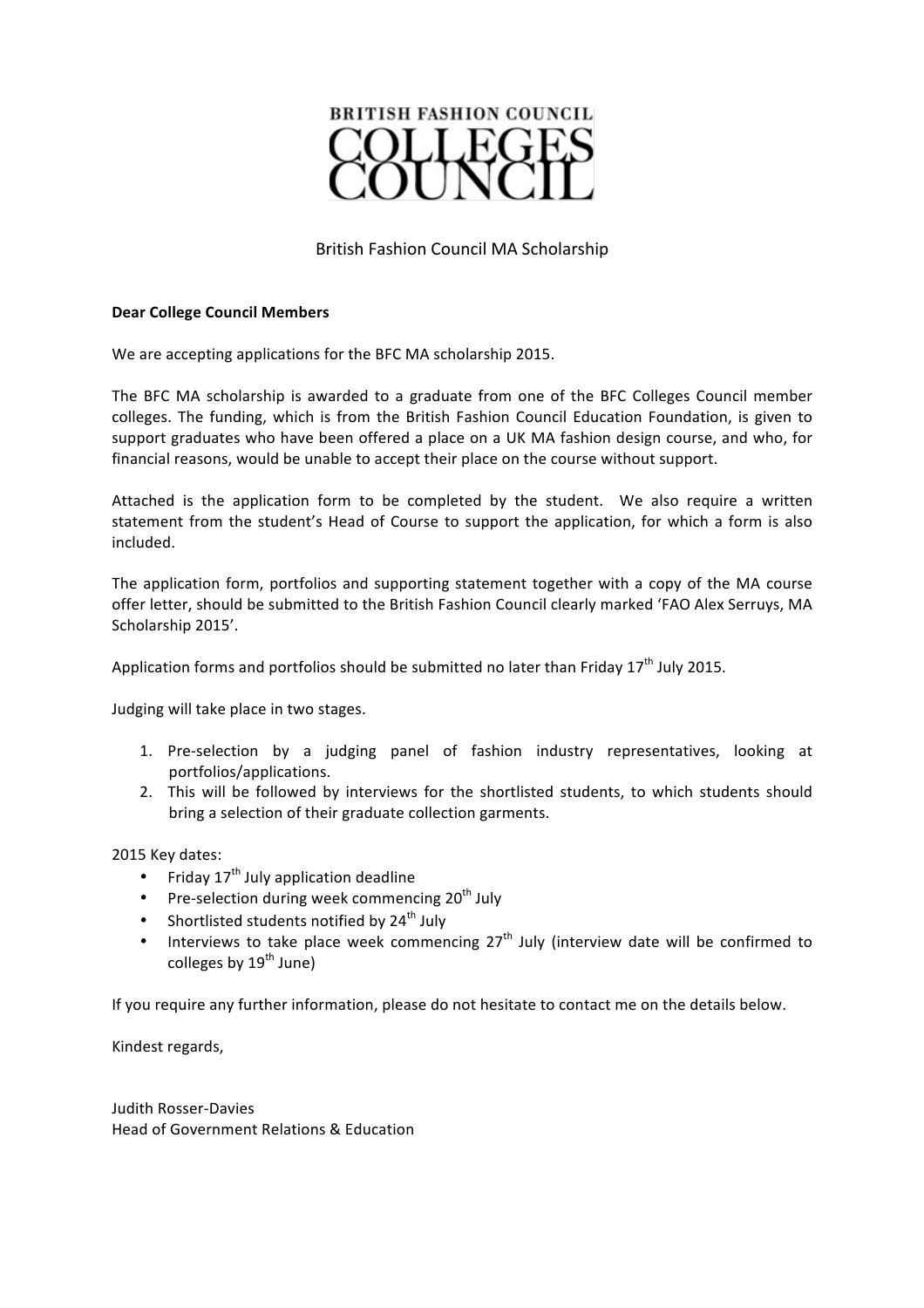BRITISH FASHION COUNCIL
COLLEGES COUNCIL

British Fashion Council MA Scholarship

**Dear College Council Members**

We are accepting applications for the BFC MA scholarship 2015.

The BFC MA scholarship is awarded to a graduate from one of the BFC Colleges Council member colleges. The funding, which is from the British Fashion Council Education Foundation, is given to support graduates who have been offered a place on a UK MA fashion design course, and who, for financial reasons, would be unable to accept their place on the course without support.

Attached is the application form to be completed by the student. We also require a written statement from the student's Head of Course to support the application, for which a form is also included.

The application form, portfolios and supporting statement together with a copy of the MA course offer letter, should be submitted to the British Fashion Council clearly marked 'FAO Alex Serruys, MA Scholarship 2015'.

Application forms and portfolios should be submitted no later than Friday 17th July 2015.

Judging will take place in two stages.

1. Pre-selection by a judging panel of fashion industry representatives, looking at portfolios/applications.
2. This will be followed by interviews for the shortlisted students, to which students should bring a selection of their graduate collection garments.

2015 Key dates:

- Friday 17th July application deadline
- Pre-selection during week commencing 20th July
- Shortlisted students notified by 24th July
- Interviews to take place week commencing 27th July (interview date will be confirmed to colleges by 19th June)

If you require any further information, please do not hesitate to contact me on the details below.

Kindest regards,

Judith Rosser-Davies
Head of Government Relations & Education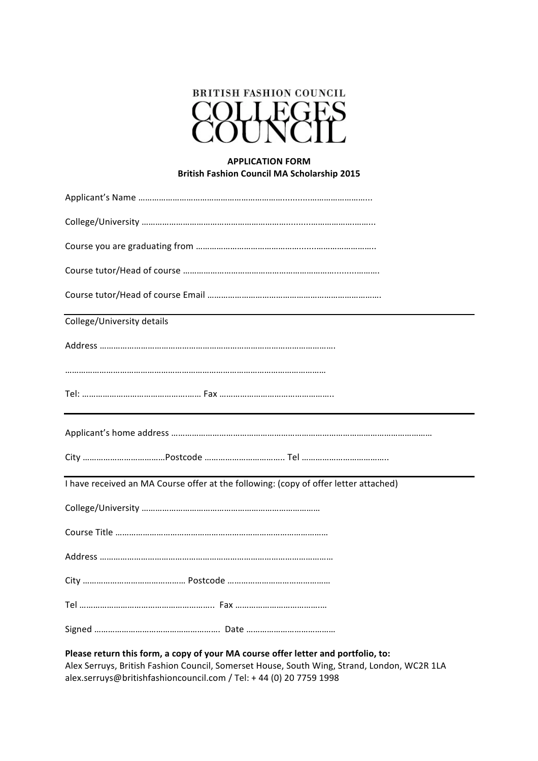BRITISH FASHION COUNCIL
COLLEGES COUNCIL

**APPLICATION FORM**
**British Fashion Council MA Scholarship 2015**

Applicant's Name ……………………………………………………………………………………...

College/University ……………………………………………………………………………………...

Course you are graduating from ……………………………………………………………………..

Course tutor/Head of course ………………………………………………………………………….

Course tutor/Head of course Email …………………………………………………………………..

---

College/University details

Address …………………………………………………………………………………………….

……………………………………………………………………………………………………

Tel: …………………………………………… Fax …………………………………………..

---

Applicant's home address ……………………………………………………………………………………………

City ………………………………Postcode …………………………….. Tel ………………………………..

---

I have received an MA Course offer at the following: (copy of offer letter attached)

College/University ……………………………………………………………………

Course Title ………………………………………………………………………………

Address …………………………………………………………………………………………

City …………………………………… Postcode ……………………………………

Tel ………………………………………………….. Fax ………………………………..

Signed ………………………………………………. Date ………………………………

**Please return this form, a copy of your MA course offer letter and portfolio, to:**
Alex Serruys, British Fashion Council, Somerset House, South Wing, Strand, London, WC2R 1LA
alex.serruys@britishfashioncouncil.com / Tel: + 44 (0) 20 7759 1998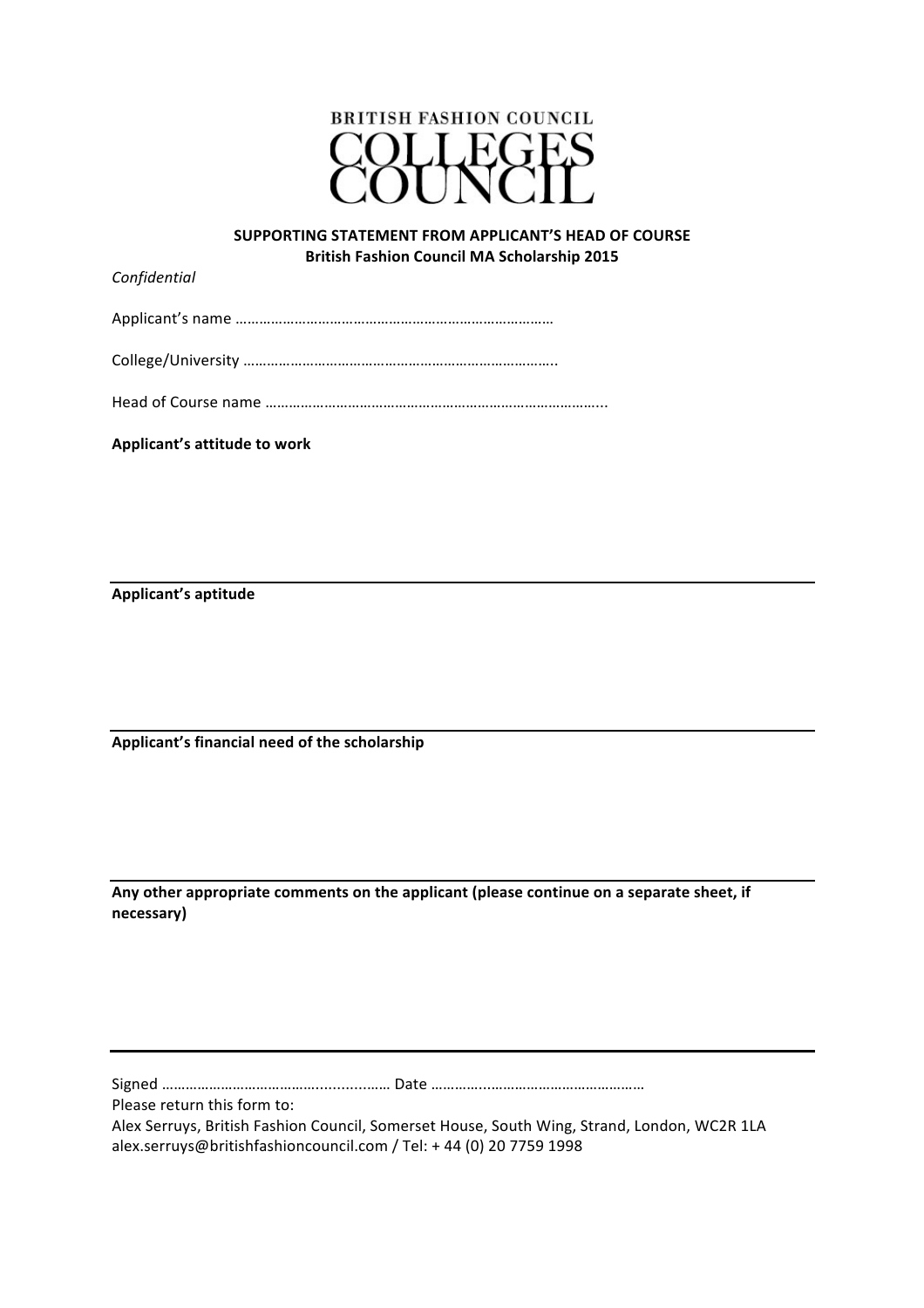BRITISH FASHION COUNCIL
COLLEGES COUNCIL

**SUPPORTING STATEMENT FROM APPLICANT'S HEAD OF COURSE**
**British Fashion Council MA Scholarship 2015**

*Confidential*

Applicant's name ……………………………………………………………………

College/University …………………………………………………………………..

Head of Course name …………………………………………………………………………...

**Applicant's attitude to work**

---

**Applicant's aptitude**

---

**Applicant's financial need of the scholarship**

---

**Any other appropriate comments on the applicant (please continue on a separate sheet, if necessary)**

---

Signed …………………………………............…… Date ……………..…………………………………

Please return this form to:

Alex Serruys, British Fashion Council, Somerset House, South Wing, Strand, London, WC2R 1LA

alex.serruys@britishfashioncouncil.com / Tel: + 44 (0) 20 7759 1998